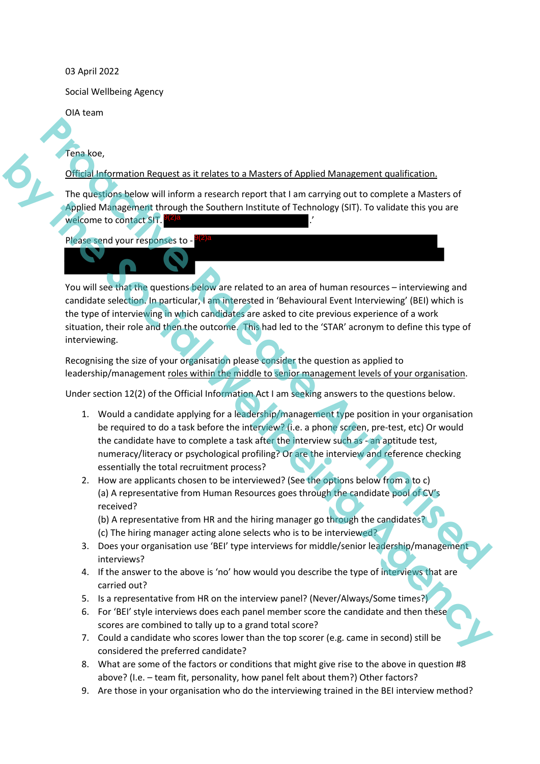03 April 2022

Social Wellbeing Agency

OIA team

Tena koe,

Official Information Request as it relates to a Masters of Applied Management qualification.

The questions below will inform a research report that I am carrying out to complete a Masters of Applied Management through the Southern Institute of Technology (SIT). To validate this you are welcome to contact SIT. 9(2)a '

Please send your responses to - 9(2)a

You will see that the questions below are related to an area of human resources – interviewing and candidate selection. In particular, I am interested in 'Behavioural Event Interviewing' (BEI) which is the type of interviewing in which candidates are asked to cite previous experience of a work situation, their role and then the outcome. This had led to the 'STAR' acronym to define this type of interviewing.

Recognising the size of your organisation please consider the question as applied to leadership/management roles within the middle to senior management levels of your organisation.

Under section 12(2) of the Official Information Act I am seeking answers to the questions below.

1. Would a candidate applying for a leadership/management type position in your organisation be required to do a task before the interview? (i.e. a phone screen, pre-test, etc) Or would the candidate have to complete a task after the interview such as - an aptitude test, numeracy/literacy or psychological profiling? Or are the interview and reference checking essentially the total recruitment process?
2. How are applicants chosen to be interviewed? (See the options below from a to c)
   (a) A representative from Human Resources goes through the candidate pool of CV's received?
   (b) A representative from HR and the hiring manager go through the candidates?
   (c) The hiring manager acting alone selects who is to be interviewed?
3. Does your organisation use 'BEI' type interviews for middle/senior leadership/management interviews?
4. If the answer to the above is 'no' how would you describe the type of interviews that are carried out?
5. Is a representative from HR on the interview panel? (Never/Always/Some times?)
6. For 'BEI' style interviews does each panel member score the candidate and then these scores are combined to tally up to a grand total score?
7. Could a candidate who scores lower than the top scorer (e.g. came in second) still be considered the preferred candidate?
8. What are some of the factors or conditions that might give rise to the above in question #8 above? (I.e. – team fit, personality, how panel felt about them?) Other factors?
9. Are those in your organisation who do the interviewing trained in the BEI interview method?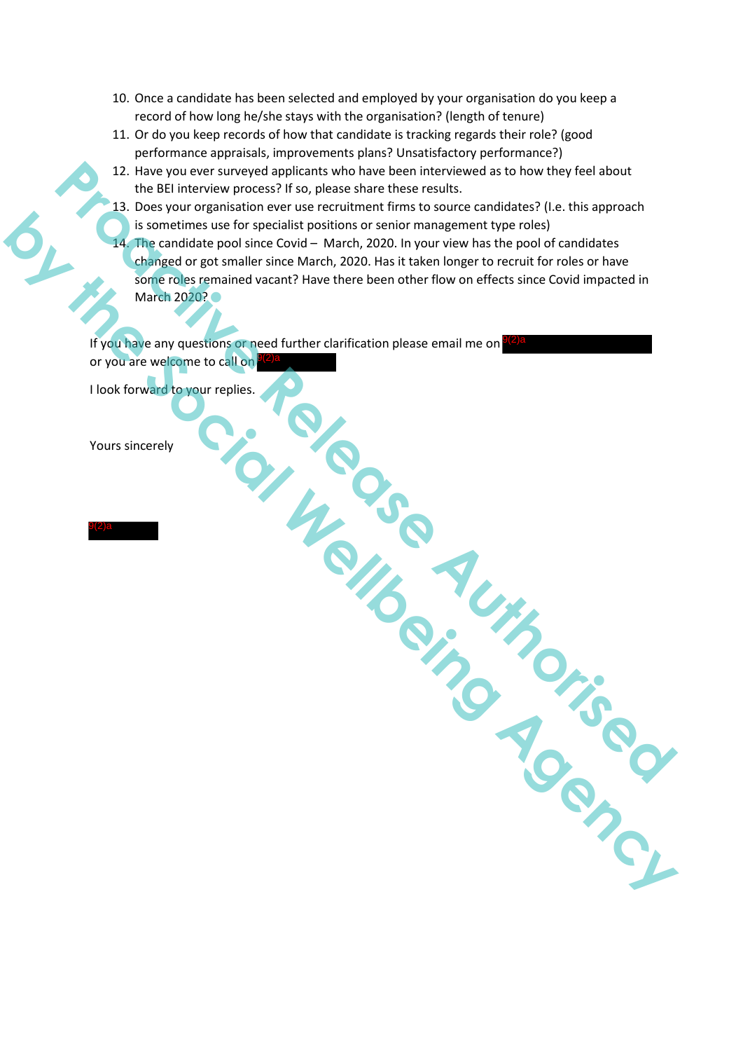10. Once a candidate has been selected and employed by your organisation do you keep a record of how long he/she stays with the organisation? (length of tenure)
11. Or do you keep records of how that candidate is tracking regards their role? (good performance appraisals, improvements plans? Unsatisfactory performance?)
12. Have you ever surveyed applicants who have been interviewed as to how they feel about the BEI interview process? If so, please share these results.
13. Does your organisation ever use recruitment firms to source candidates? (I.e. this approach is sometimes use for specialist positions or senior management type roles)
14. The candidate pool since Covid – March, 2020. In your view has the pool of candidates changed or got smaller since March, 2020. Has it taken longer to recruit for roles or have some roles remained vacant? Have there been other flow on effects since Covid impacted in March 2020?

If you have any questions or need further clarification please email me on 9(2)a or you are welcome to call on 9(2)a

I look forward to your replies.

Yours sincerely

9(2)a

Proactive Release Authorised by the Social Wellbeing Agency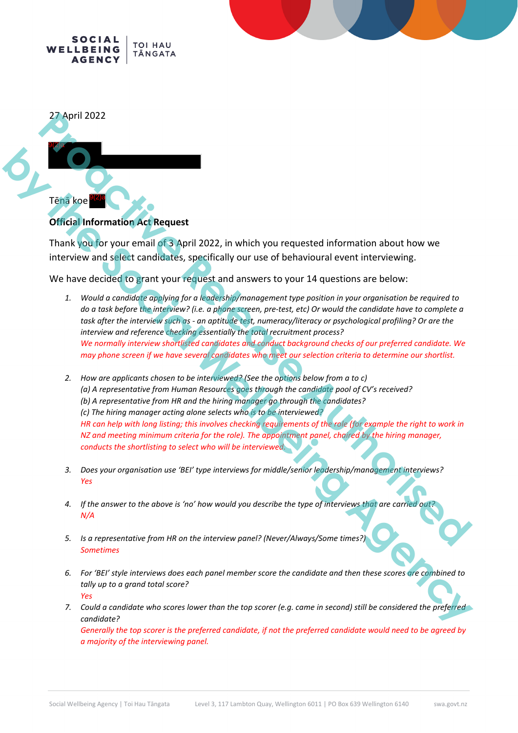SOCIAL WELLBEING AGENCY | TOI HAU TĀNGATA

27 April 2022

9(2)a

Tēnā koe 9(2)a

**Official Information Act Request**

Thank you for your email of 3 April 2022, in which you requested information about how we interview and select candidates, specifically our use of behavioural event interviewing.

We have decided to grant your request and answers to your 14 questions are below:

1. *Would a candidate applying for a leadership/management type position in your organisation be required to do a task before the interview? (i.e. a phone screen, pre-test, etc) Or would the candidate have to complete a task after the interview such as - an aptitude test, numeracy/literacy or psychological profiling? Or are the interview and reference checking essentially the total recruitment process?*
   *We normally interview shortlisted candidates and conduct background checks of our preferred candidate. We may phone screen if we have several candidates who meet our selection criteria to determine our shortlist.*

2. *How are applicants chosen to be interviewed? (See the options below from a to c)*
   *(a) A representative from Human Resources goes through the candidate pool of CV's received?*
   *(b) A representative from HR and the hiring manager go through the candidates?*
   *(c) The hiring manager acting alone selects who is to be interviewed?*
   *HR can help with long listing; this involves checking requirements of the role (for example the right to work in NZ and meeting minimum criteria for the role). The appointment panel, chaired by the hiring manager, conducts the shortlisting to select who will be interviewed.*

3. *Does your organisation use 'BEI' type interviews for middle/senior leadership/management interviews?*
   *Yes*

4. *If the answer to the above is 'no' how would you describe the type of interviews that are carried out?*
   *N/A*

5. *Is a representative from HR on the interview panel? (Never/Always/Some times?)*
   *Sometimes*

6. *For 'BEI' style interviews does each panel member score the candidate and then these scores are combined to tally up to a grand total score?*
   *Yes*

7. *Could a candidate who scores lower than the top scorer (e.g. came in second) still be considered the preferred candidate?*
   *Generally the top scorer is the preferred candidate, if not the preferred candidate would need to be agreed by a majority of the interviewing panel.*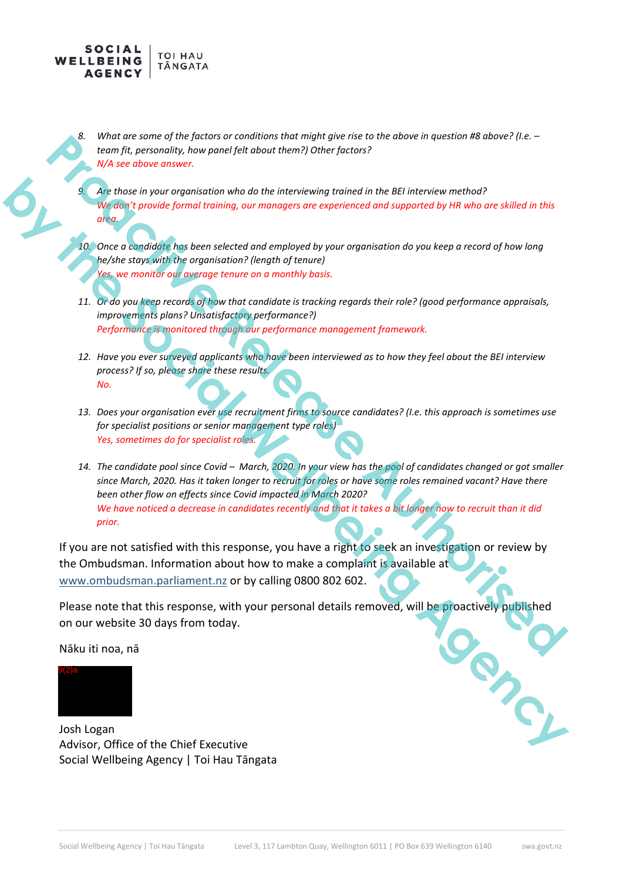8. *What are some of the factors or conditions that might give rise to the above in question #8 above? (I.e. – team fit, personality, how panel felt about them?) Other factors?*
   *N/A see above answer.*

9. *Are those in your organisation who do the interviewing trained in the BEI interview method?*
   *We don't provide formal training, our managers are experienced and supported by HR who are skilled in this area.*

10. *Once a candidate has been selected and employed by your organisation do you keep a record of how long he/she stays with the organisation? (length of tenure)*
    *Yes, we monitor our average tenure on a monthly basis.*

11. *Or do you keep records of how that candidate is tracking regards their role? (good performance appraisals, improvements plans? Unsatisfactory performance?)*
    *Performance is monitored through our performance management framework.*

12. *Have you ever surveyed applicants who have been interviewed as to how they feel about the BEI interview process? If so, please share these results.*
    *No.*

13. *Does your organisation ever use recruitment firms to source candidates? (I.e. this approach is sometimes use for specialist positions or senior management type roles)*
    *Yes, sometimes do for specialist roles.*

14. *The candidate pool since Covid – March, 2020. In your view has the pool of candidates changed or got smaller since March, 2020. Has it taken longer to recruit for roles or have some roles remained vacant? Have there been other flow on effects since Covid impacted in March 2020?*
    *We have noticed a decrease in candidates recently and that it takes a bit longer now to recruit than it did prior.*

If you are not satisfied with this response, you have a right to seek an investigation or review by the Ombudsman. Information about how to make a complaint is available at www.ombudsman.parliament.nz or by calling 0800 802 602.

Please note that this response, with your personal details removed, will be proactively published on our website 30 days from today.

Nāku iti noa, nā

9(2)a

Josh Logan
Advisor, Office of the Chief Executive
Social Wellbeing Agency | Toi Hau Tāngata